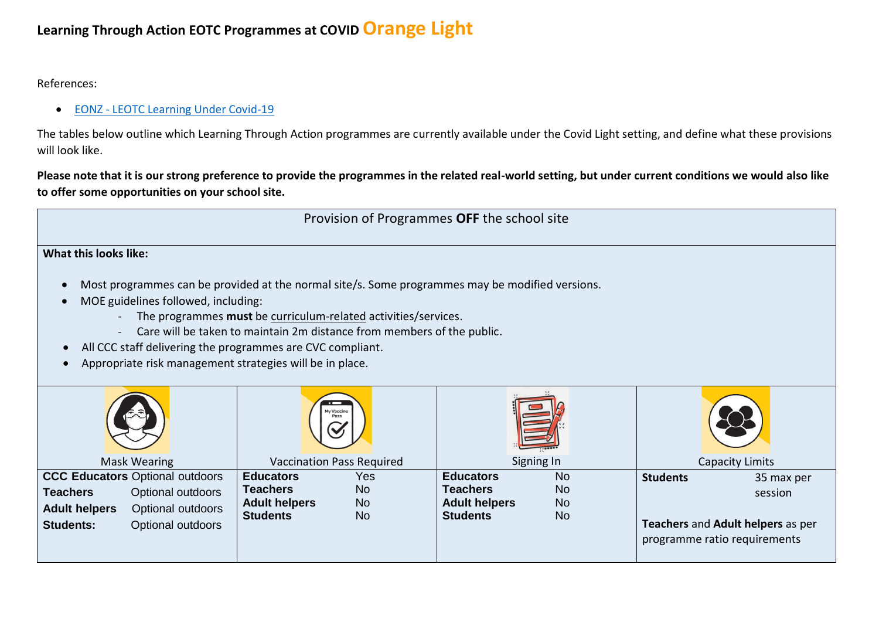# Learning Through Action EOTC Programmes at COVID Orange Light

References:

- EONZ - LEOTC Learning Under Covid-19

The tables below outline which Learning Through Action programmes are currently available under the Covid Light setting, and define what these provisions will look like.

**Please note that it is our strong preference to provide the programmes in the related real-world setting, but under current conditions we would also like to offer some opportunities on your school site.**

## Provision of Programmes **OFF** the school site

**What this looks like:**

- Most programmes can be provided at the normal site/s. Some programmes may be modified versions.
- MOE guidelines followed, including:
  - The programmes **must** be curriculum-related activities/services.
  - Care will be taken to maintain 2m distance from members of the public.
- All CCC staff delivering the programmes are CVC compliant.
- Appropriate risk management strategies will be in place.

| Mask Wearing | Vaccination Pass Required | Signing In | Capacity Limits |
|---|---|---|---|
| **CCC Educators** Optional outdoors<br>**Teachers** Optional outdoors<br>**Adult helpers** Optional outdoors<br>**Students:** Optional outdoors | **Educators** Yes<br>**Teachers** No<br>**Adult helpers** No<br>**Students** No | **Educators** No<br>**Teachers** No<br>**Adult helpers** No<br>**Students** No | **Students** 35 max per session<br><br>**Teachers** and **Adult helpers** as per programme ratio requirements |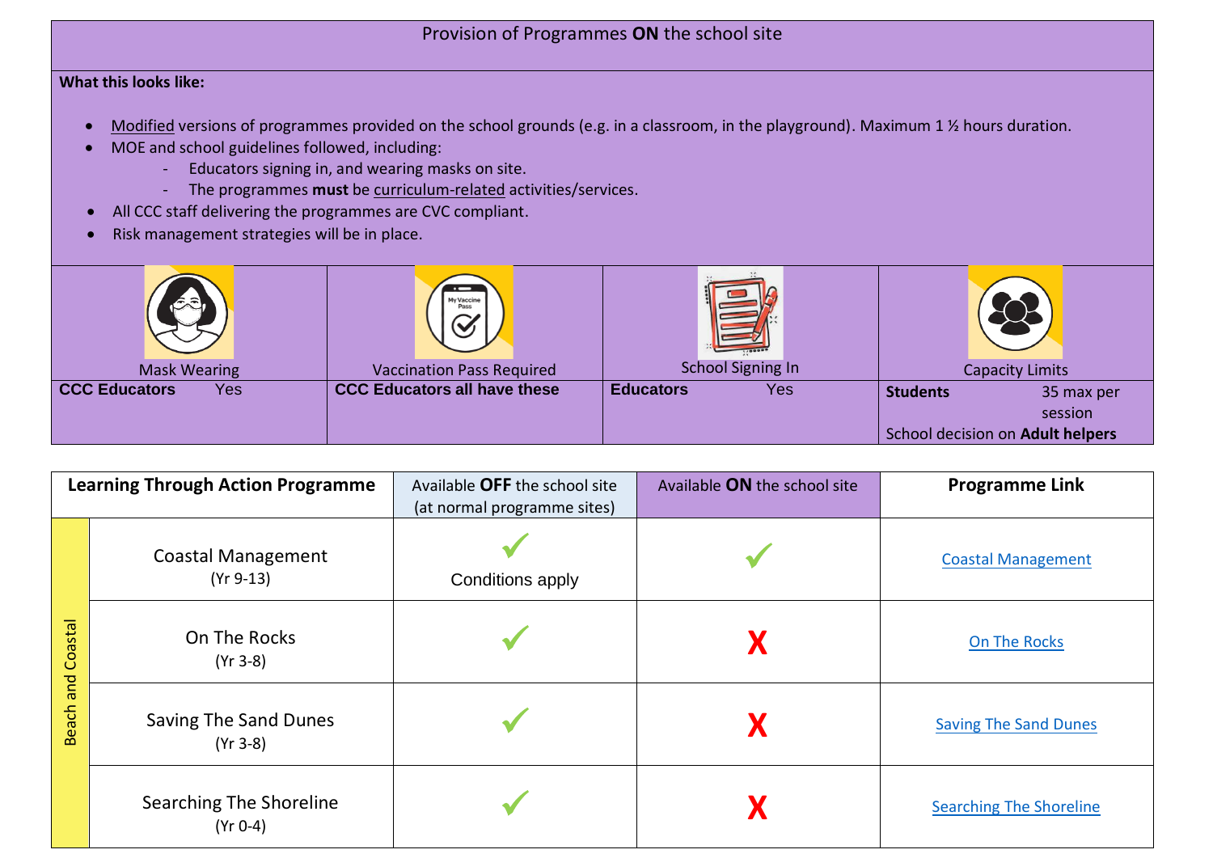## Provision of Programmes **ON** the school site

**What this looks like:**

- Modified versions of programmes provided on the school grounds (e.g. in a classroom, in the playground). Maximum 1 ½ hours duration.
- MOE and school guidelines followed, including:
  - Educators signing in, and wearing masks on site.
  - The programmes **must** be curriculum-related activities/services.
- All CCC staff delivering the programmes are CVC compliant.
- Risk management strategies will be in place.

| Mask Wearing | Vaccination Pass Required | School Signing In | Capacity Limits |
|---|---|---|---|
| **CCC Educators** Yes | **CCC Educators all have these** | **Educators** Yes | **Students** 35 max per session<br>School decision on **Adult helpers** |

| | **Learning Through Action Programme** | Available **OFF** the school site (at normal programme sites) | Available **ON** the school site | **Programme Link** |
|---|---|---|---|---|
| Beach and Coastal | Coastal Management (Yr 9-13) | ✓ Conditions apply | ✓ | Coastal Management |
| | On The Rocks (Yr 3-8) | ✓ | X | On The Rocks |
| | Saving The Sand Dunes (Yr 3-8) | ✓ | X | Saving The Sand Dunes |
| | Searching The Shoreline (Yr 0-4) | ✓ | X | Searching The Shoreline |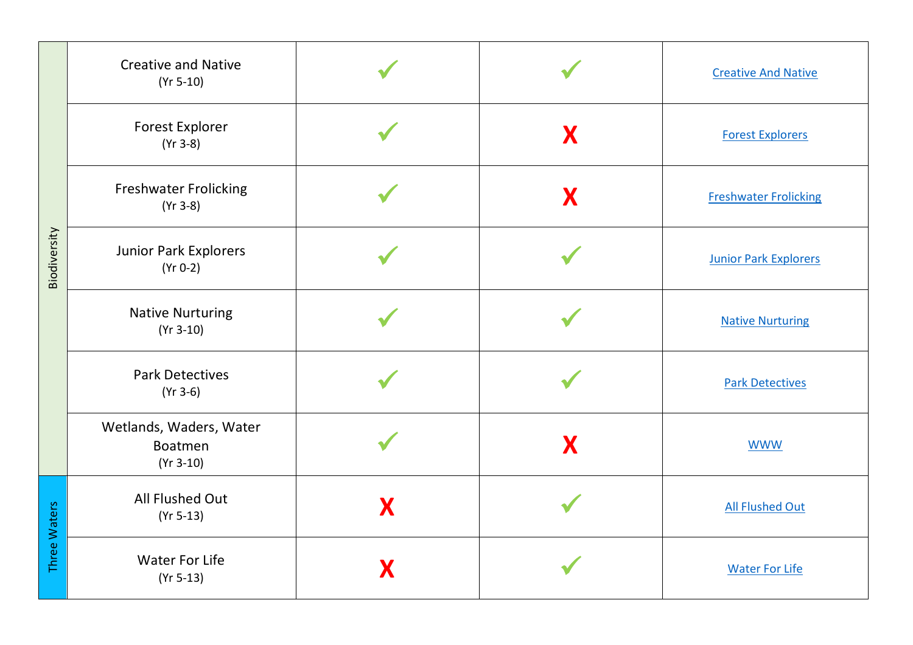| | | | | |
|---|---|---|---|---|
| Biodiversity | Creative and Native (Yr 5-10) | ✓ | ✓ | Creative And Native |
| | Forest Explorer (Yr 3-8) | ✓ | X | Forest Explorers |
| | Freshwater Frolicking (Yr 3-8) | ✓ | X | Freshwater Frolicking |
| | Junior Park Explorers (Yr 0-2) | ✓ | ✓ | Junior Park Explorers |
| | Native Nurturing (Yr 3-10) | ✓ | ✓ | Native Nurturing |
| | Park Detectives (Yr 3-6) | ✓ | ✓ | Park Detectives |
| | Wetlands, Waders, Water Boatmen (Yr 3-10) | ✓ | X | WWW |
| Three Waters | All Flushed Out (Yr 5-13) | X | ✓ | All Flushed Out |
| | Water For Life (Yr 5-13) | X | ✓ | Water For Life |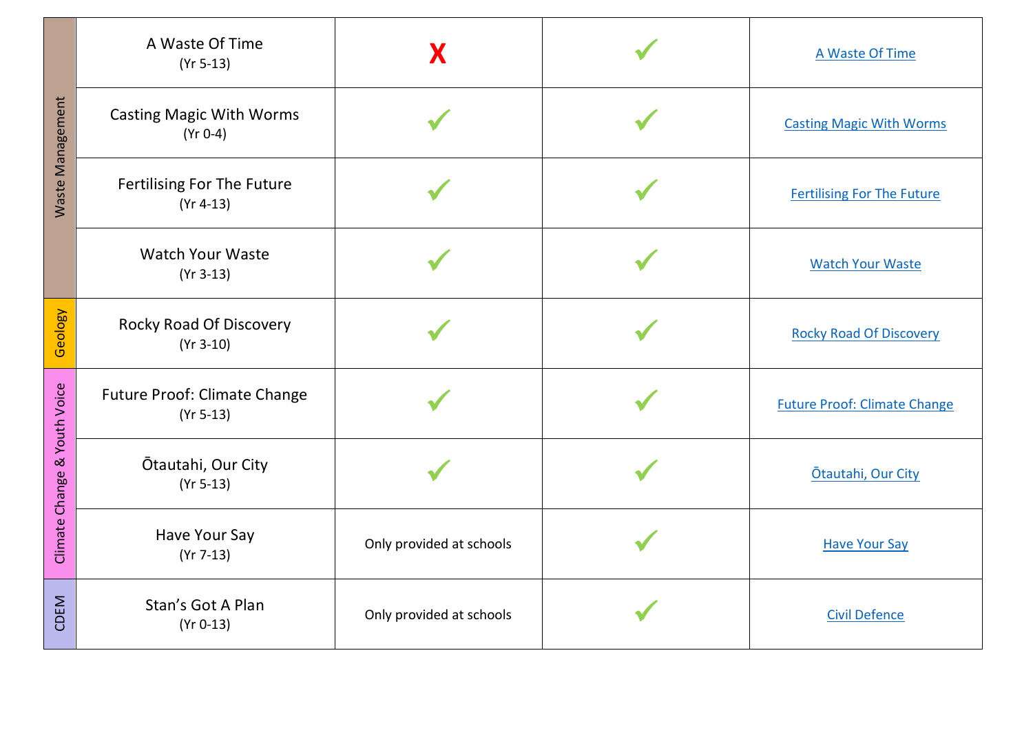| | | | | |
|---|---|---|---|---|
| Waste Management | A Waste Of Time (Yr 5-13) | X | ✓ | A Waste Of Time |
| | Casting Magic With Worms (Yr 0-4) | ✓ | ✓ | Casting Magic With Worms |
| | Fertilising For The Future (Yr 4-13) | ✓ | ✓ | Fertilising For The Future |
| | Watch Your Waste (Yr 3-13) | ✓ | ✓ | Watch Your Waste |
| Geology | Rocky Road Of Discovery (Yr 3-10) | ✓ | ✓ | Rocky Road Of Discovery |
| Climate Change & Youth Voice | Future Proof: Climate Change (Yr 5-13) | ✓ | ✓ | Future Proof: Climate Change |
| | Ōtautahi, Our City (Yr 5-13) | ✓ | ✓ | Ōtautahi, Our City |
| | Have Your Say (Yr 7-13) | Only provided at schools | ✓ | Have Your Say |
| CDEM | Stan's Got A Plan (Yr 0-13) | Only provided at schools | ✓ | Civil Defence |